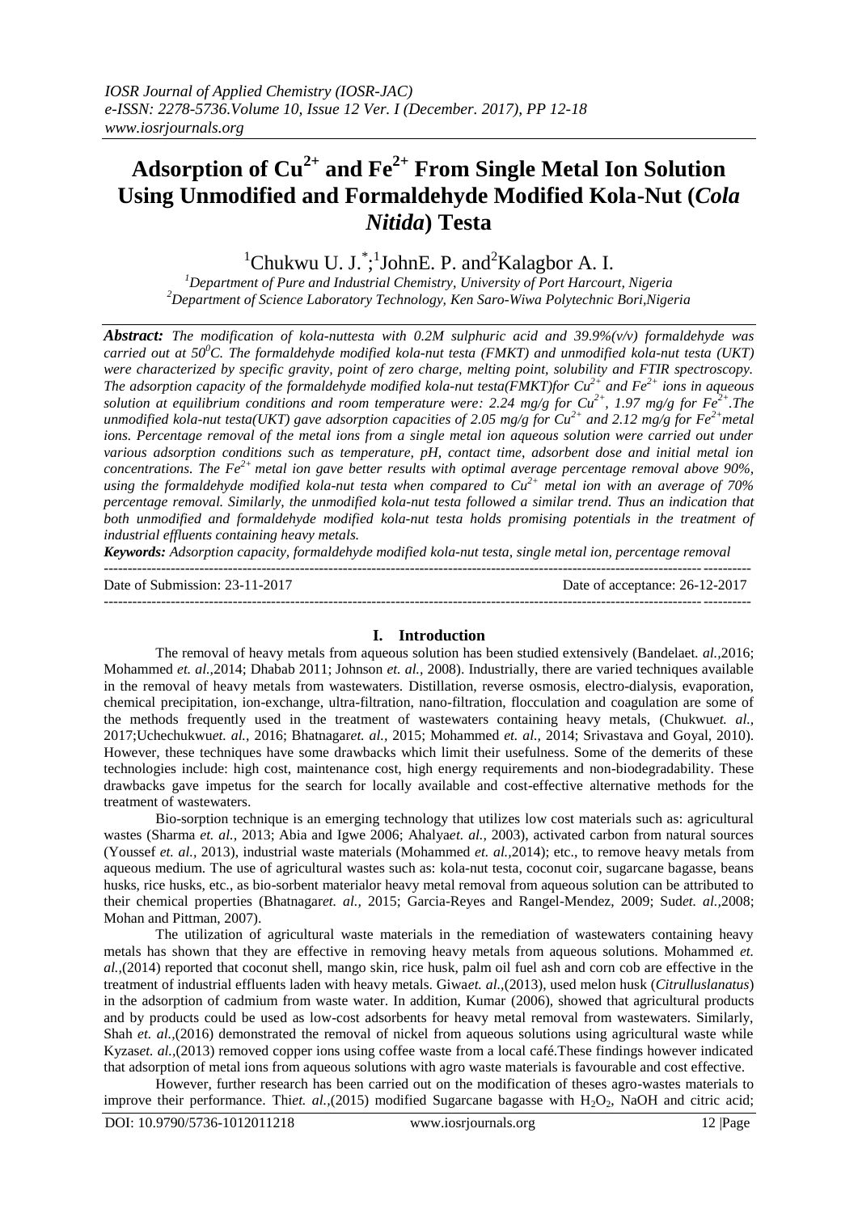# Adsorption of $Cu^{2+}$ and $Fe^{2+}$ From Single Metal Ion Solution Using Unmodified and Formaldehyde Modified Kola-Nut (*Cola Nitida*) Testa

[1]Chukwu U. J.*;[1]JohnE. P. and[2]Kalagbor A. I.

[1]*Department of Pure and Industrial Chemistry, University of Port Harcourt, Nigeria*
[2]*Department of Science Laboratory Technology, Ken Saro-Wiwa Polytechnic Bori,Nigeria*

***Abstract:*** *The modification of kola-nuttesta with 0.2M sulphuric acid and 39.9%(v/v) formaldehyde was carried out at $50^0C$. The formaldehyde modified kola-nut testa (FMKT) and unmodified kola-nut testa (UKT) were characterized by specific gravity, point of zero charge, melting point, solubility and FTIR spectroscopy. The adsorption capacity of the formaldehyde modified kola-nut testa(FMKT)for $Cu^{2+}$ and $Fe^{2+}$ ions in aqueous solution at equilibrium conditions and room temperature were: 2.24 mg/g for $Cu^{2+}$, 1.97 mg/g for $Fe^{2+}$.The unmodified kola-nut testa(UKT) gave adsorption capacities of 2.05 mg/g for $Cu^{2+}$ and 2.12 mg/g for $Fe^{2+}$metal ions. Percentage removal of the metal ions from a single metal ion aqueous solution were carried out under various adsorption conditions such as temperature, pH, contact time, adsorbent dose and initial metal ion concentrations. The $Fe^{2+}$ metal ion gave better results with optimal average percentage removal above 90%, using the formaldehyde modified kola-nut testa when compared to $Cu^{2+}$ metal ion with an average of 70% percentage removal. Similarly, the unmodified kola-nut testa followed a similar trend. Thus an indication that both unmodified and formaldehyde modified kola-nut testa holds promising potentials in the treatment of industrial effluents containing heavy metals.*

***Keywords:*** *Adsorption capacity, formaldehyde modified kola-nut testa, single metal ion, percentage removal*

---

Date of Submission: 23-11-2017 Date of acceptance: 26-12-2017

---

## I. Introduction

The removal of heavy metals from aqueous solution has been studied extensively (Bandelaet. *al.*,2016; Mohammed *et. al.*,2014; Dhabab 2011; Johnson *et. al.*, 2008). Industrially, there are varied techniques available in the removal of heavy metals from wastewaters. Distillation, reverse osmosis, electro-dialysis, evaporation, chemical precipitation, ion-exchange, ultra-filtration, nano-filtration, flocculation and coagulation are some of the methods frequently used in the treatment of wastewaters containing heavy metals, (Chukwu*et. al.*, 2017;Uchechukwu*et. al.*, 2016; Bhatnagar*et. al.*, 2015; Mohammed *et. al.*, 2014; Srivastava and Goyal, 2010). However, these techniques have some drawbacks which limit their usefulness. Some of the demerits of these technologies include: high cost, maintenance cost, high energy requirements and non-biodegradability. These drawbacks gave impetus for the search for locally available and cost-effective alternative methods for the treatment of wastewaters.

Bio-sorption technique is an emerging technology that utilizes low cost materials such as: agricultural wastes (Sharma *et. al.*, 2013; Abia and Igwe 2006; Ahalya*et. al.*, 2003), activated carbon from natural sources (Youssef *et. al.*, 2013), industrial waste materials (Mohammed *et. al.*,2014); etc., to remove heavy metals from aqueous medium. The use of agricultural wastes such as: kola-nut testa, coconut coir, sugarcane bagasse, beans husks, rice husks, etc., as bio-sorbent materialor heavy metal removal from aqueous solution can be attributed to their chemical properties (Bhatnagar*et. al.*, 2015; Garcia-Reyes and Rangel-Mendez, 2009; Sud*et. al.*,2008; Mohan and Pittman, 2007).

The utilization of agricultural waste materials in the remediation of wastewaters containing heavy metals has shown that they are effective in removing heavy metals from aqueous solutions. Mohammed *et. al.*,(2014) reported that coconut shell, mango skin, rice husk, palm oil fuel ash and corn cob are effective in the treatment of industrial effluents laden with heavy metals. Giwa*et. al.*,(2013), used melon husk (*Citrulluslanatus*) in the adsorption of cadmium from waste water. In addition, Kumar (2006), showed that agricultural products and by products could be used as low-cost adsorbents for heavy metal removal from wastewaters. Similarly, Shah *et. al.*,(2016) demonstrated the removal of nickel from aqueous solutions using agricultural waste while Kyzas*et. al.*,(2013) removed copper ions using coffee waste from a local café.These findings however indicated that adsorption of metal ions from aqueous solutions with agro waste materials is favourable and cost effective.

However, further research has been carried out on the modification of theses agro-wastes materials to improve their performance. Thi*et. al.*,(2015) modified Sugarcane bagasse with $H_2O_2$, NaOH and citric acid;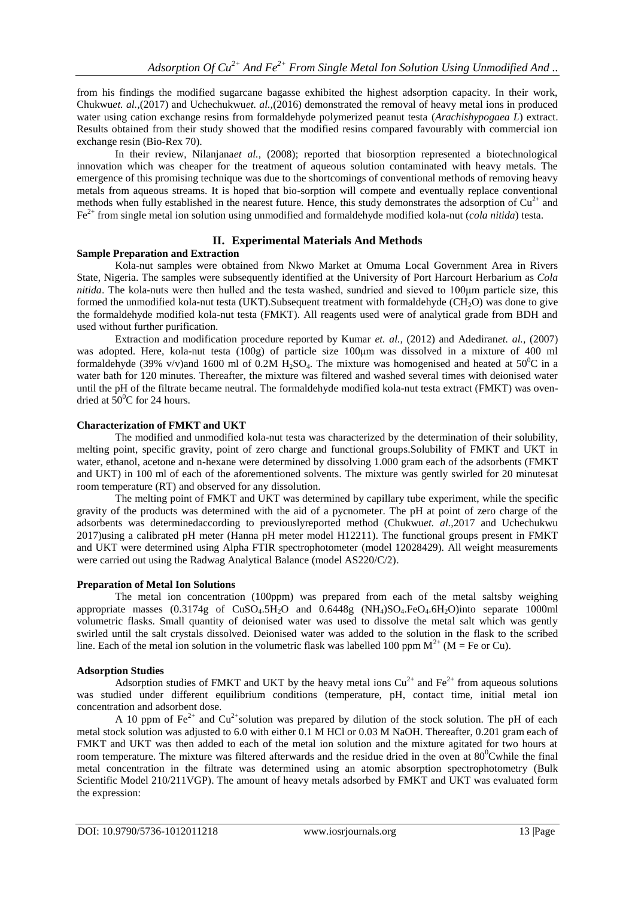from his findings the modified sugarcane bagasse exhibited the highest adsorption capacity. In their work, Chukwu*et. al.*,(2017) and Uchechukwu*et. al.*,(2016) demonstrated the removal of heavy metal ions in produced water using cation exchange resins from formaldehyde polymerized peanut testa (*Arachishypogaea L*) extract. Results obtained from their study showed that the modified resins compared favourably with commercial ion exchange resin (Bio-Rex 70).

In their review, Nilanjana*et al.*, (2008); reported that biosorption represented a biotechnological innovation which was cheaper for the treatment of aqueous solution contaminated with heavy metals. The emergence of this promising technique was due to the shortcomings of conventional methods of removing heavy metals from aqueous streams. It is hoped that bio-sorption will compete and eventually replace conventional methods when fully established in the nearest future. Hence, this study demonstrates the adsorption of $Cu^{2+}$ and $Fe^{2+}$ from single metal ion solution using unmodified and formaldehyde modified kola-nut (*cola nitida*) testa.

## II. Experimental Materials And Methods

### Sample Preparation and Extraction

Kola-nut samples were obtained from Nkwo Market at Omuma Local Government Area in Rivers State, Nigeria. The samples were subsequently identified at the University of Port Harcourt Herbarium as *Cola nitida*. The kola-nuts were then hulled and the testa washed, sundried and sieved to 100μm particle size, this formed the unmodified kola-nut testa (UKT).Subsequent treatment with formaldehyde ($CH_2O$) was done to give the formaldehyde modified kola-nut testa (FMKT). All reagents used were of analytical grade from BDH and used without further purification.

Extraction and modification procedure reported by Kumar *et. al.*, (2012) and Adediran*et. al.*, (2007) was adopted. Here, kola-nut testa (100g) of particle size 100μm was dissolved in a mixture of 400 ml formaldehyde (39% v/v)and 1600 ml of 0.2M $H_2SO_4$. The mixture was homogenised and heated at $50^0C$ in a water bath for 120 minutes. Thereafter, the mixture was filtered and washed several times with deionised water until the pH of the filtrate became neutral. The formaldehyde modified kola-nut testa extract (FMKT) was oven-dried at $50^0C$ for 24 hours.

### Characterization of FMKT and UKT

The modified and unmodified kola-nut testa was characterized by the determination of their solubility, melting point, specific gravity, point of zero charge and functional groups.Solubility of FMKT and UKT in water, ethanol, acetone and n-hexane were determined by dissolving 1.000 gram each of the adsorbents (FMKT and UKT) in 100 ml of each of the aforementioned solvents. The mixture was gently swirled for 20 minutesat room temperature (RT) and observed for any dissolution.

The melting point of FMKT and UKT was determined by capillary tube experiment, while the specific gravity of the products was determined with the aid of a pycnometer. The pH at point of zero charge of the adsorbents was determinedaccording to previouslyreported method (Chukwu*et. al.*,2017 and Uchechukwu 2017)using a calibrated pH meter (Hanna pH meter model H12211). The functional groups present in FMKT and UKT were determined using Alpha FTIR spectrophotometer (model 12028429). All weight measurements were carried out using the Radwag Analytical Balance (model AS220/C/2).

### Preparation of Metal Ion Solutions

The metal ion concentration (100ppm) was prepared from each of the metal saltsby weighing appropriate masses (0.3174g of $CuSO_4.5H_2O$ and 0.6448g $(NH_4)SO_4.FeO_4.6H_2O$)into separate 1000ml volumetric flasks. Small quantity of deionised water was used to dissolve the metal salt which was gently swirled until the salt crystals dissolved. Deionised water was added to the solution in the flask to the scribed line. Each of the metal ion solution in the volumetric flask was labelled 100 ppm $M^{2+}$ (M = Fe or Cu).

### Adsorption Studies

Adsorption studies of FMKT and UKT by the heavy metal ions $Cu^{2+}$ and $Fe^{2+}$ from aqueous solutions was studied under different equilibrium conditions (temperature, pH, contact time, initial metal ion concentration and adsorbent dose.

A 10 ppm of $Fe^{2+}$ and $Cu^{2+}$solution was prepared by dilution of the stock solution. The pH of each metal stock solution was adjusted to 6.0 with either 0.1 M HCl or 0.03 M NaOH. Thereafter, 0.201 gram each of FMKT and UKT was then added to each of the metal ion solution and the mixture agitated for two hours at room temperature. The mixture was filtered afterwards and the residue dried in the oven at $80^0C$while the final metal concentration in the filtrate was determined using an atomic absorption spectrophotometry (Bulk Scientific Model 210/211VGP). The amount of heavy metals adsorbed by FMKT and UKT was evaluated form the expression: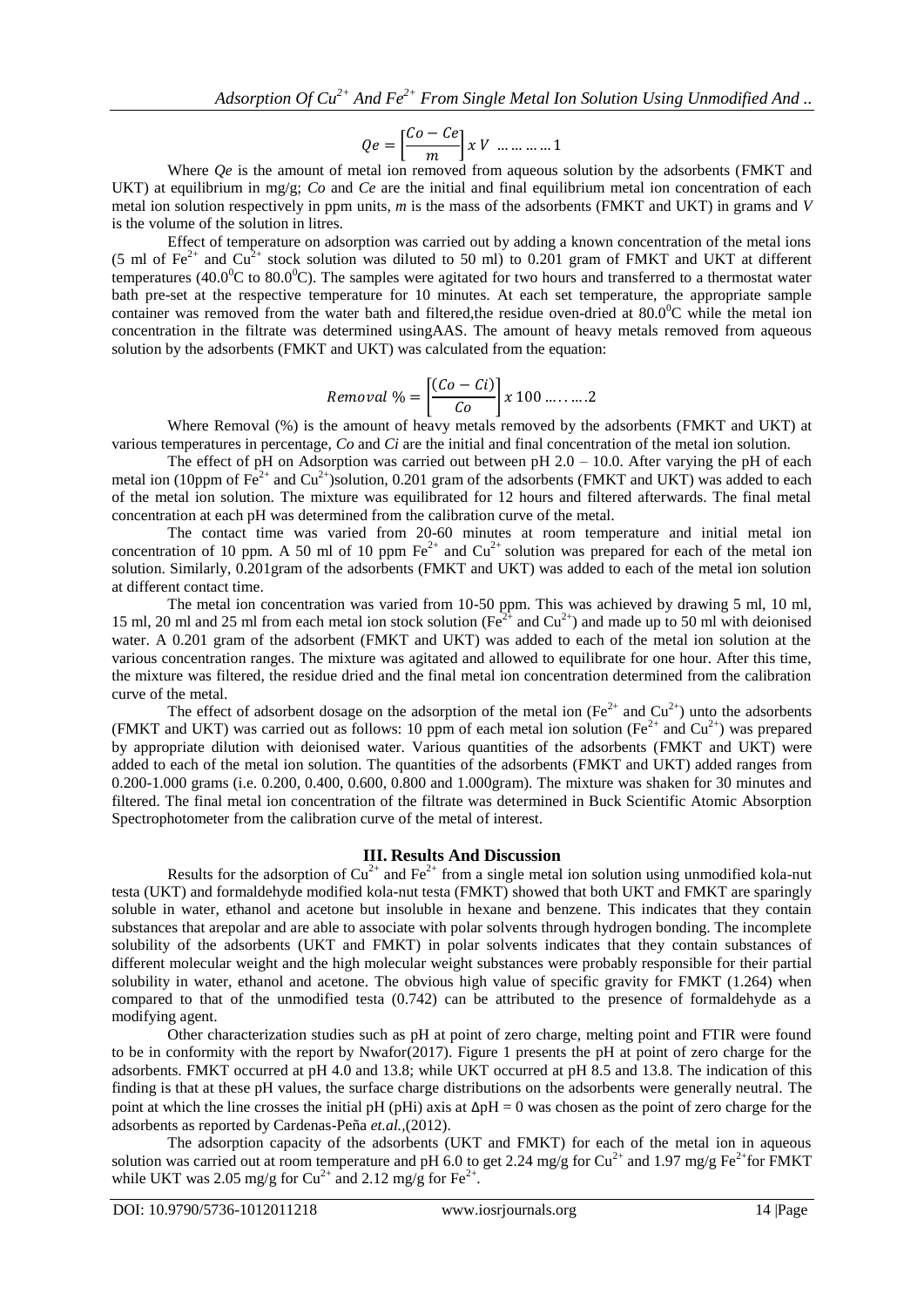$$Qe = \left[\frac{Co - Ce}{m}\right] x\ V \ \ ………… 1$$

Where *Qe* is the amount of metal ion removed from aqueous solution by the adsorbents (FMKT and UKT) at equilibrium in mg/g; *Co* and *Ce* are the initial and final equilibrium metal ion concentration of each metal ion solution respectively in ppm units, *m* is the mass of the adsorbents (FMKT and UKT) in grams and *V* is the volume of the solution in litres.

Effect of temperature on adsorption was carried out by adding a known concentration of the metal ions (5 ml of $Fe^{2+}$ and $Cu^{2+}$ stock solution was diluted to 50 ml) to 0.201 gram of FMKT and UKT at different temperatures (40.0$^0$C to 80.0$^0$C). The samples were agitated for two hours and transferred to a thermostat water bath pre-set at the respective temperature for 10 minutes. At each set temperature, the appropriate sample container was removed from the water bath and filtered,the residue oven-dried at 80.0$^0$C while the metal ion concentration in the filtrate was determined usingAAS. The amount of heavy metals removed from aqueous solution by the adsorbents (FMKT and UKT) was calculated from the equation:

$$Removal\ \% = \left[\frac{(Co - Ci)}{Co}\right] x\ 100 \ ……..2$$

Where Removal (%) is the amount of heavy metals removed by the adsorbents (FMKT and UKT) at various temperatures in percentage, *Co* and *Ci* are the initial and final concentration of the metal ion solution.

The effect of pH on Adsorption was carried out between pH 2.0 – 10.0. After varying the pH of each metal ion (10ppm of $Fe^{2+}$ and $Cu^{2+}$)solution, 0.201 gram of the adsorbents (FMKT and UKT) was added to each of the metal ion solution. The mixture was equilibrated for 12 hours and filtered afterwards. The final metal concentration at each pH was determined from the calibration curve of the metal.

The contact time was varied from 20-60 minutes at room temperature and initial metal ion concentration of 10 ppm. A 50 ml of 10 ppm $Fe^{2+}$ and $Cu^{2+}$ solution was prepared for each of the metal ion solution. Similarly, 0.201gram of the adsorbents (FMKT and UKT) was added to each of the metal ion solution at different contact time.

The metal ion concentration was varied from 10-50 ppm. This was achieved by drawing 5 ml, 10 ml, 15 ml, 20 ml and 25 ml from each metal ion stock solution ($Fe^{2+}$ and $Cu^{2+}$) and made up to 50 ml with deionised water. A 0.201 gram of the adsorbent (FMKT and UKT) was added to each of the metal ion solution at the various concentration ranges. The mixture was agitated and allowed to equilibrate for one hour. After this time, the mixture was filtered, the residue dried and the final metal ion concentration determined from the calibration curve of the metal.

The effect of adsorbent dosage on the adsorption of the metal ion ($Fe^{2+}$ and $Cu^{2+}$) unto the adsorbents (FMKT and UKT) was carried out as follows: 10 ppm of each metal ion solution ($Fe^{2+}$ and $Cu^{2+}$) was prepared by appropriate dilution with deionised water. Various quantities of the adsorbents (FMKT and UKT) were added to each of the metal ion solution. The quantities of the adsorbents (FMKT and UKT) added ranges from 0.200-1.000 grams (i.e. 0.200, 0.400, 0.600, 0.800 and 1.000gram). The mixture was shaken for 30 minutes and filtered. The final metal ion concentration of the filtrate was determined in Buck Scientific Atomic Absorption Spectrophotometer from the calibration curve of the metal of interest.

## III. Results And Discussion

Results for the adsorption of $Cu^{2+}$ and $Fe^{2+}$ from a single metal ion solution using unmodified kola-nut testa (UKT) and formaldehyde modified kola-nut testa (FMKT) showed that both UKT and FMKT are sparingly soluble in water, ethanol and acetone but insoluble in hexane and benzene. This indicates that they contain substances that arepolar and are able to associate with polar solvents through hydrogen bonding. The incomplete solubility of the adsorbents (UKT and FMKT) in polar solvents indicates that they contain substances of different molecular weight and the high molecular weight substances were probably responsible for their partial solubility in water, ethanol and acetone. The obvious high value of specific gravity for FMKT (1.264) when compared to that of the unmodified testa (0.742) can be attributed to the presence of formaldehyde as a modifying agent.

Other characterization studies such as pH at point of zero charge, melting point and FTIR were found to be in conformity with the report by Nwafor(2017). Figure 1 presents the pH at point of zero charge for the adsorbents. FMKT occurred at pH 4.0 and 13.8; while UKT occurred at pH 8.5 and 13.8. The indication of this finding is that at these pH values, the surface charge distributions on the adsorbents were generally neutral. The point at which the line crosses the initial pH (pHi) axis at $\Delta pH = 0$ was chosen as the point of zero charge for the adsorbents as reported by Cardenas-Peña *et.al.,*(2012).

The adsorption capacity of the adsorbents (UKT and FMKT) for each of the metal ion in aqueous solution was carried out at room temperature and pH 6.0 to get 2.24 mg/g for $Cu^{2+}$ and 1.97 mg/g $Fe^{2+}$for FMKT while UKT was 2.05 mg/g for $Cu^{2+}$ and 2.12 mg/g for $Fe^{2+}$.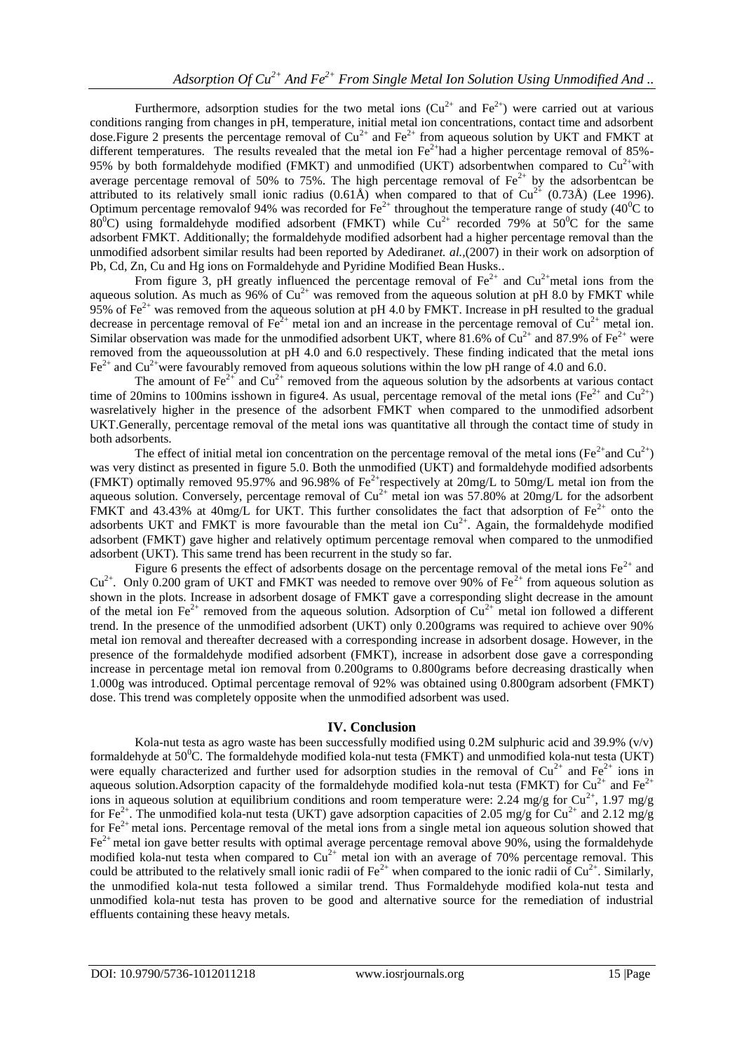Furthermore, adsorption studies for the two metal ions ($Cu^{2+}$ and $Fe^{2+}$) were carried out at various conditions ranging from changes in pH, temperature, initial metal ion concentrations, contact time and adsorbent dose.Figure 2 presents the percentage removal of $Cu^{2+}$ and $Fe^{2+}$ from aqueous solution by UKT and FMKT at different temperatures. The results revealed that the metal ion $Fe^{2+}$had a higher percentage removal of 85%-95% by both formaldehyde modified (FMKT) and unmodified (UKT) adsorbentwhen compared to $Cu^{2+}$with average percentage removal of 50% to 75%. The high percentage removal of $Fe^{2+}$ by the adsorbentcan be attributed to its relatively small ionic radius (0.61Å) when compared to that of $Cu^{2+}$ (0.73Å) (Lee 1996). Optimum percentage removalof 94% was recorded for $Fe^{2+}$ throughout the temperature range of study ($40^0C$ to $80^0C$) using formaldehyde modified adsorbent (FMKT) while $Cu^{2+}$ recorded 79% at $50^0C$ for the same adsorbent FMKT. Additionally; the formaldehyde modified adsorbent had a higher percentage removal than the unmodified adsorbent similar results had been reported by Adediran*et. al.*,(2007) in their work on adsorption of Pb, Cd, Zn, Cu and Hg ions on Formaldehyde and Pyridine Modified Bean Husks..

From figure 3, pH greatly influenced the percentage removal of $Fe^{2+}$ and $Cu^{2+}$metal ions from the aqueous solution. As much as 96% of $Cu^{2+}$ was removed from the aqueous solution at pH 8.0 by FMKT while 95% of $Fe^{2+}$ was removed from the aqueous solution at pH 4.0 by FMKT. Increase in pH resulted to the gradual decrease in percentage removal of $Fe^{2+}$ metal ion and an increase in the percentage removal of $Cu^{2+}$ metal ion. Similar observation was made for the unmodified adsorbent UKT, where 81.6% of $Cu^{2+}$ and 87.9% of $Fe^{2+}$ were removed from the aqueoussolution at pH 4.0 and 6.0 respectively. These finding indicated that the metal ions $Fe^{2+}$ and $Cu^{2+}$were favourably removed from aqueous solutions within the low pH range of 4.0 and 6.0.

The amount of $Fe^{2+}$ and $Cu^{2+}$ removed from the aqueous solution by the adsorbents at various contact time of 20mins to 100mins isshown in figure4. As usual, percentage removal of the metal ions ($Fe^{2+}$ and $Cu^{2+}$) wasrelatively higher in the presence of the adsorbent FMKT when compared to the unmodified adsorbent UKT.Generally, percentage removal of the metal ions was quantitative all through the contact time of study in both adsorbents.

The effect of initial metal ion concentration on the percentage removal of the metal ions ($Fe^{2+}$and $Cu^{2+}$) was very distinct as presented in figure 5.0. Both the unmodified (UKT) and formaldehyde modified adsorbents (FMKT) optimally removed 95.97% and 96.98% of $Fe^{2+}$respectively at 20mg/L to 50mg/L metal ion from the aqueous solution. Conversely, percentage removal of $Cu^{2+}$ metal ion was 57.80% at 20mg/L for the adsorbent FMKT and 43.43% at 40mg/L for UKT. This further consolidates the fact that adsorption of $Fe^{2+}$ onto the adsorbents UKT and FMKT is more favourable than the metal ion $Cu^{2+}$. Again, the formaldehyde modified adsorbent (FMKT) gave higher and relatively optimum percentage removal when compared to the unmodified adsorbent (UKT). This same trend has been recurrent in the study so far.

Figure 6 presents the effect of adsorbents dosage on the percentage removal of the metal ions $Fe^{2+}$ and $Cu^{2+}$. Only 0.200 gram of UKT and FMKT was needed to remove over 90% of $Fe^{2+}$ from aqueous solution as shown in the plots. Increase in adsorbent dosage of FMKT gave a corresponding slight decrease in the amount of the metal ion $Fe^{2+}$ removed from the aqueous solution. Adsorption of $Cu^{2+}$ metal ion followed a different trend. In the presence of the unmodified adsorbent (UKT) only 0.200grams was required to achieve over 90% metal ion removal and thereafter decreased with a corresponding increase in adsorbent dosage. However, in the presence of the formaldehyde modified adsorbent (FMKT), increase in adsorbent dose gave a corresponding increase in percentage metal ion removal from 0.200grams to 0.800grams before decreasing drastically when 1.000g was introduced. Optimal percentage removal of 92% was obtained using 0.800gram adsorbent (FMKT) dose. This trend was completely opposite when the unmodified adsorbent was used.

## IV. Conclusion

Kola-nut testa as agro waste has been successfully modified using 0.2M sulphuric acid and 39.9% (v/v) formaldehyde at $50^0C$. The formaldehyde modified kola-nut testa (FMKT) and unmodified kola-nut testa (UKT) were equally characterized and further used for adsorption studies in the removal of $Cu^{2+}$ and $Fe^{2+}$ ions in aqueous solution.Adsorption capacity of the formaldehyde modified kola-nut testa (FMKT) for $Cu^{2+}$ and $Fe^{2+}$ ions in aqueous solution at equilibrium conditions and room temperature were: 2.24 mg/g for $Cu^{2+}$, 1.97 mg/g for $Fe^{2+}$. The unmodified kola-nut testa (UKT) gave adsorption capacities of 2.05 mg/g for $Cu^{2+}$ and 2.12 mg/g for $Fe^{2+}$ metal ions. Percentage removal of the metal ions from a single metal ion aqueous solution showed that $Fe^{2+}$ metal ion gave better results with optimal average percentage removal above 90%, using the formaldehyde modified kola-nut testa when compared to $Cu^{2+}$ metal ion with an average of 70% percentage removal. This could be attributed to the relatively small ionic radii of $Fe^{2+}$ when compared to the ionic radii of $Cu^{2+}$. Similarly, the unmodified kola-nut testa followed a similar trend. Thus Formaldehyde modified kola-nut testa and unmodified kola-nut testa has proven to be good and alternative source for the remediation of industrial effluents containing these heavy metals.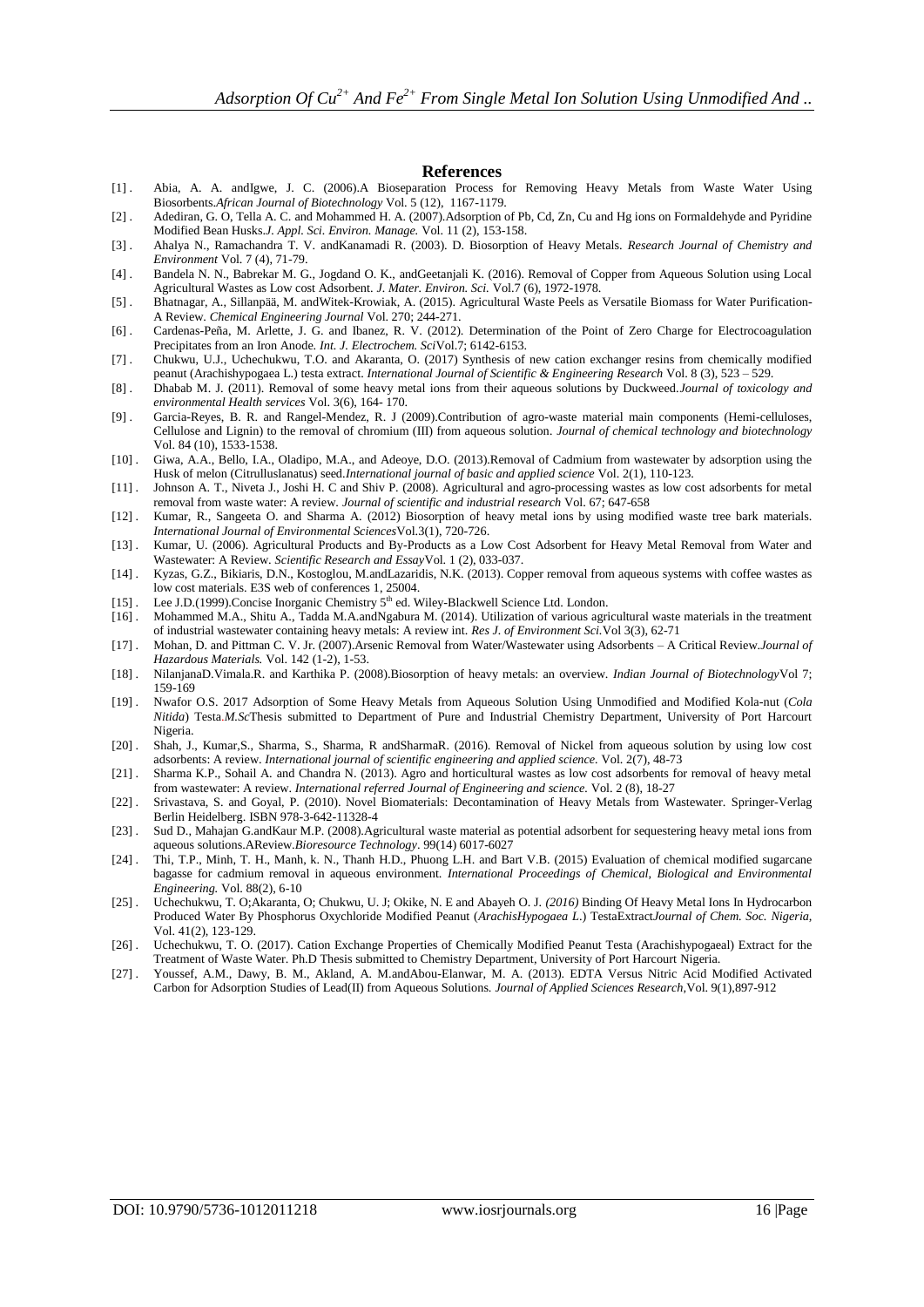## References

[1]. Abia, A. A. andIgwe, J. C. (2006).A Bioseparation Process for Removing Heavy Metals from Waste Water Using Biosorbents.*African Journal of Biotechnology* Vol. 5 (12), 1167-1179.

[2]. Adediran, G. O, Tella A. C. and Mohammed H. A. (2007).Adsorption of Pb, Cd, Zn, Cu and Hg ions on Formaldehyde and Pyridine Modified Bean Husks.*J. Appl. Sci. Environ. Manage.* Vol. 11 (2), 153-158.

[3]. Ahalya N., Ramachandra T. V. andKanamadi R. (2003). D. Biosorption of Heavy Metals. *Research Journal of Chemistry and Environment* Vol. 7 (4), 71-79.

[4]. Bandela N. N., Babrekar M. G., Jogdand O. K., andGeetanjali K. (2016). Removal of Copper from Aqueous Solution using Local Agricultural Wastes as Low cost Adsorbent. *J. Mater. Environ. Sci.* Vol.7 (6), 1972-1978.

[5]. Bhatnagar, A., Sillanpää, M. andWitek-Krowiak, A. (2015). Agricultural Waste Peels as Versatile Biomass for Water Purification-A Review. *Chemical Engineering Journal* Vol. 270; 244-271.

[6]. Cardenas-Peña, M. Arlette, J. G. and Ibanez, R. V. (2012). Determination of the Point of Zero Charge for Electrocoagulation Precipitates from an Iron Anode. *Int. J. Electrochem. Sci*Vol.7; 6142-6153.

[7]. Chukwu, U.J., Uchechukwu, T.O. and Akaranta, O. (2017) Synthesis of new cation exchanger resins from chemically modified peanut (Arachishypogaea L.) testa extract. *International Journal of Scientific & Engineering Research* Vol. 8 (3), 523 – 529.

[8]. Dhabab M. J. (2011). Removal of some heavy metal ions from their aqueous solutions by Duckweed.*Journal of toxicology and environmental Health services* Vol. 3(6), 164- 170.

[9]. Garcia-Reyes, B. R. and Rangel-Mendez, R. J (2009).Contribution of agro-waste material main components (Hemi-celluloses, Cellulose and Lignin) to the removal of chromium (III) from aqueous solution. *Journal of chemical technology and biotechnology* Vol. 84 (10), 1533-1538.

[10]. Giwa, A.A., Bello, I.A., Oladipo, M.A., and Adeoye, D.O. (2013).Removal of Cadmium from wastewater by adsorption using the Husk of melon (Citrulluslanatus) seed.*International journal of basic and applied science* Vol. 2(1), 110-123.

[11]. Johnson A. T., Niveta J., Joshi H. C and Shiv P. (2008). Agricultural and agro-processing wastes as low cost adsorbents for metal removal from waste water: A review. *Journal of scientific and industrial research* Vol. 67; 647-658

[12]. Kumar, R., Sangeeta O. and Sharma A. (2012) Biosorption of heavy metal ions by using modified waste tree bark materials. *International Journal of Environmental Sciences*Vol.3(1), 720-726.

[13]. Kumar, U. (2006). Agricultural Products and By-Products as a Low Cost Adsorbent for Heavy Metal Removal from Water and Wastewater: A Review. *Scientific Research and Essay*Vol. 1 (2), 033-037.

[14]. Kyzas, G.Z., Bikiaris, D.N., Kostoglou, M.andLazaridis, N.K. (2013). Copper removal from aqueous systems with coffee wastes as low cost materials. E3S web of conferences 1, 25004.

[15]. Lee J.D.(1999).Concise Inorganic Chemistry 5th ed. Wiley-Blackwell Science Ltd. London.

[16]. Mohammed M.A., Shitu A., Tadda M.A.andNgabura M. (2014). Utilization of various agricultural waste materials in the treatment of industrial wastewater containing heavy metals: A review int. *Res J. of Environment Sci.*Vol 3(3), 62-71

[17]. Mohan, D. and Pittman C. V. Jr. (2007).Arsenic Removal from Water/Wastewater using Adsorbents – A Critical Review.*Journal of Hazardous Materials.* Vol. 142 (1-2), 1-53.

[18]. NilanjanaD.Vimala.R. and Karthika P. (2008).Biosorption of heavy metals: an overview. *Indian Journal of Biotechnology*Vol 7; 159-169

[19]. Nwafor O.S. 2017 Adsorption of Some Heavy Metals from Aqueous Solution Using Unmodified and Modified Kola-nut (*Cola Nitida*) Testa.*M.Sc*Thesis submitted to Department of Pure and Industrial Chemistry Department, University of Port Harcourt Nigeria.

[20]. Shah, J., Kumar,S., Sharma, S., Sharma, R andSharmaR. (2016). Removal of Nickel from aqueous solution by using low cost adsorbents: A review. *International journal of scientific engineering and applied science.* Vol. 2(7), 48-73

[21]. Sharma K.P., Sohail A. and Chandra N. (2013). Agro and horticultural wastes as low cost adsorbents for removal of heavy metal from wastewater: A review. *International referred Journal of Engineering and science.* Vol. 2 (8), 18-27

[22]. Srivastava, S. and Goyal, P. (2010). Novel Biomaterials: Decontamination of Heavy Metals from Wastewater. Springer-Verlag Berlin Heidelberg. ISBN 978-3-642-11328-4

[23]. Sud D., Mahajan G.andKaur M.P. (2008).Agricultural waste material as potential adsorbent for sequestering heavy metal ions from aqueous solutions.AReview.*Bioresource Technology*. 99(14) 6017-6027

[24]. Thi, T.P., Minh, T. H., Manh, k. N., Thanh H.D., Phuong L.H. and Bart V.B. (2015) Evaluation of chemical modified sugarcane bagasse for cadmium removal in aqueous environment. *International Proceedings of Chemical, Biological and Environmental Engineering.* Vol. 88(2), 6-10

[25]. Uchechukwu, T. O;Akaranta, O; Chukwu, U. J; Okike, N. E and Abayeh O. J. *(2016)* Binding Of Heavy Metal Ions In Hydrocarbon Produced Water By Phosphorus Oxychloride Modified Peanut (*ArachisHypogaea L.*) TestaExtract*Journal of Chem. Soc. Nigeria,* Vol. 41(2), 123-129.

[26]. Uchechukwu, T. O. (2017). Cation Exchange Properties of Chemically Modified Peanut Testa (Arachishypogaeal) Extract for the Treatment of Waste Water. Ph.D Thesis submitted to Chemistry Department, University of Port Harcourt Nigeria.

[27]. Youssef, A.M., Dawy, B. M., Akland, A. M.andAbou-Elanwar, M. A. (2013). EDTA Versus Nitric Acid Modified Activated Carbon for Adsorption Studies of Lead(II) from Aqueous Solutions. *Journal of Applied Sciences Research,*Vol. 9(1),897-912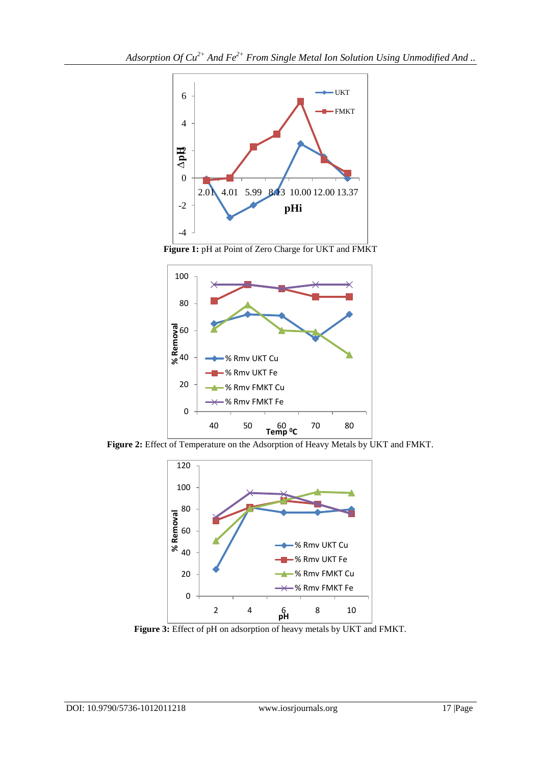**Figure 1:** pH at Point of Zero Charge for UKT and FMKT

**Figure 2:** Effect of Temperature on the Adsorption of Heavy Metals by UKT and FMKT.

**Figure 3:** Effect of pH on adsorption of heavy metals by UKT and FMKT.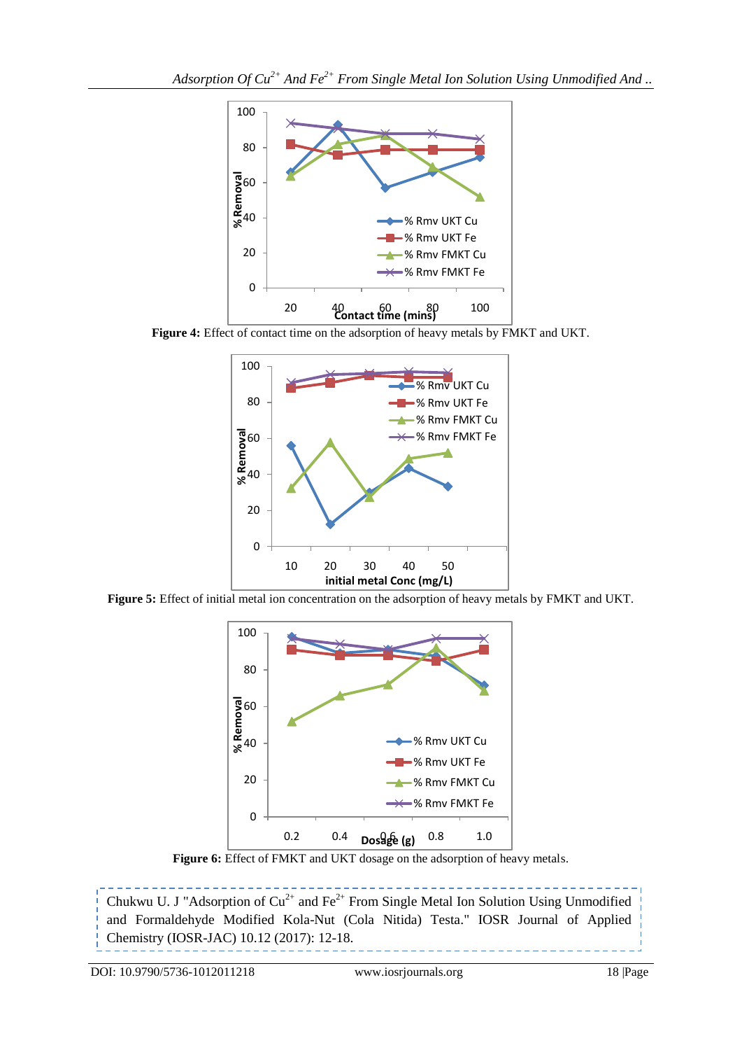100
80
60
40
20
0
% Removal
20
40
60
80
100
Contact time (mins)
% Rmv UKT Cu
% Rmv UKT Fe
% Rmv FMKT Cu
% Rmv FMKT Fe

**Figure 4:** Effect of contact time on the adsorption of heavy metals by FMKT and UKT.

100
80
60
40
20
0
% Removal
10
20
30
40
50
initial metal Conc (mg/L)
% Rmv UKT Cu
% Rmv UKT Fe
% Rmv FMKT Cu
% Rmv FMKT Fe

**Figure 5:** Effect of initial metal ion concentration on the adsorption of heavy metals by FMKT and UKT.

100
80
60
40
20
0
% Removal
0.2
0.4
0.6
0.8
1.0
Dosage (g)
% Rmv UKT Cu
% Rmv UKT Fe
% Rmv FMKT Cu
% Rmv FMKT Fe

**Figure 6:** Effect of FMKT and UKT dosage on the adsorption of heavy metals.

Chukwu U. J "Adsorption of $Cu^{2+}$ and $Fe^{2+}$ From Single Metal Ion Solution Using Unmodified and Formaldehyde Modified Kola-Nut (Cola Nitida) Testa." IOSR Journal of Applied Chemistry (IOSR-JAC) 10.12 (2017): 12-18.